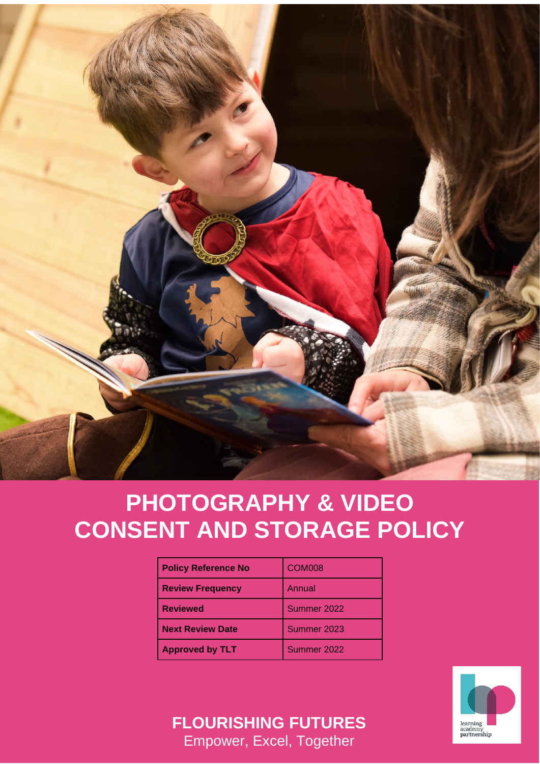# PHOTOGRAPHY & VIDEO CONSENT AND STORAGE POLICY

| Policy Reference No | COM008 |
|---|---|
| Review Frequency | Annual |
| Reviewed | Summer 2022 |
| Next Review Date | Summer 2023 |
| Approved by TLT | Summer 2022 |

learning academy partnership

**FLOURISHING FUTURES**

Empower, Excel, Together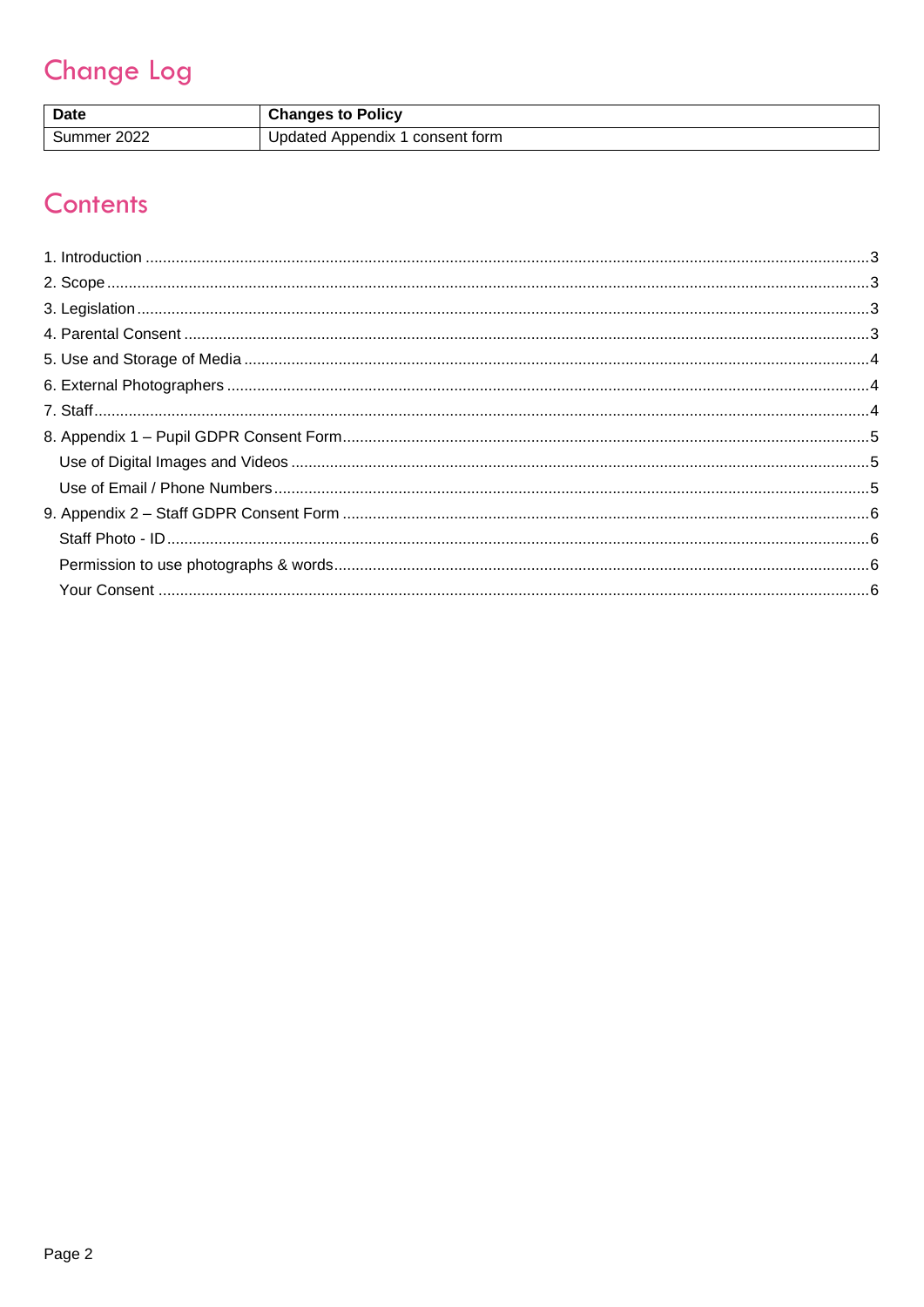# Change Log

| Date | Changes to Policy |
|---|---|
| Summer 2022 | Updated Appendix 1 consent form |

# Contents

1. Introduction ....................................................................................... 3
2. Scope ....................................................................................... 3
3. Legislation ....................................................................................... 3
4. Parental Consent ....................................................................................... 3
5. Use and Storage of Media ....................................................................................... 4
6. External Photographers ....................................................................................... 4
7. Staff ....................................................................................... 4
8. Appendix 1 – Pupil GDPR Consent Form ....................................................................................... 5
    - Use of Digital Images and Videos ....................................................................................... 5
    - Use of Email / Phone Numbers ....................................................................................... 5
9. Appendix 2 – Staff GDPR Consent Form ....................................................................................... 6
    - Staff Photo - ID ....................................................................................... 6
    - Permission to use photographs & words ....................................................................................... 6
    - Your Consent ....................................................................................... 6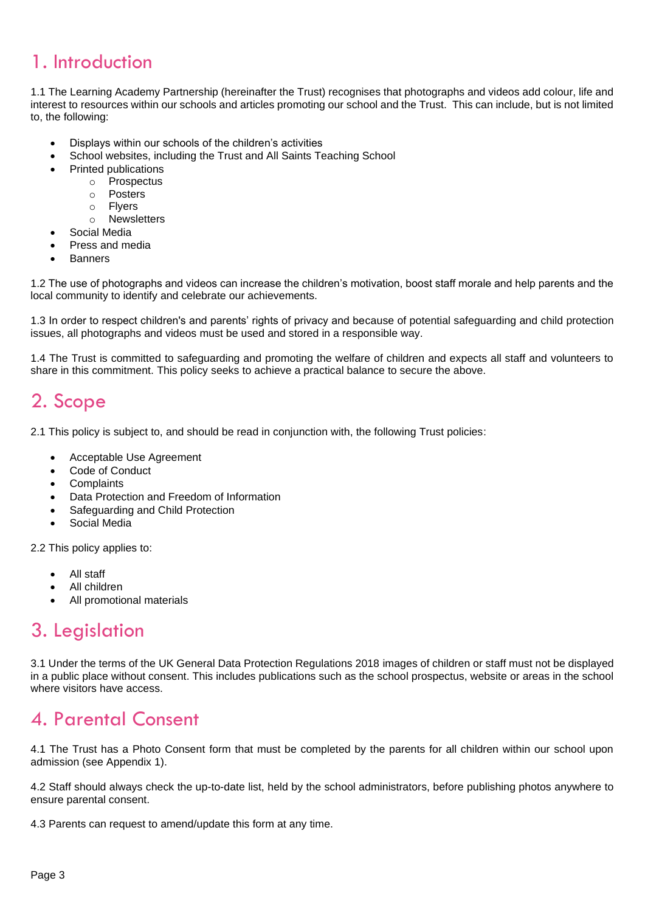# 1. Introduction

1.1 The Learning Academy Partnership (hereinafter the Trust) recognises that photographs and videos add colour, life and interest to resources within our schools and articles promoting our school and the Trust. This can include, but is not limited to, the following:

- Displays within our schools of the children's activities
- School websites, including the Trust and All Saints Teaching School
- Printed publications
  - Prospectus
  - Posters
  - Flyers
  - Newsletters
- Social Media
- Press and media
- Banners

1.2 The use of photographs and videos can increase the children's motivation, boost staff morale and help parents and the local community to identify and celebrate our achievements.

1.3 In order to respect children's and parents' rights of privacy and because of potential safeguarding and child protection issues, all photographs and videos must be used and stored in a responsible way.

1.4 The Trust is committed to safeguarding and promoting the welfare of children and expects all staff and volunteers to share in this commitment. This policy seeks to achieve a practical balance to secure the above.

# 2. Scope

2.1 This policy is subject to, and should be read in conjunction with, the following Trust policies:

- Acceptable Use Agreement
- Code of Conduct
- Complaints
- Data Protection and Freedom of Information
- Safeguarding and Child Protection
- Social Media

2.2 This policy applies to:

- All staff
- All children
- All promotional materials

# 3. Legislation

3.1 Under the terms of the UK General Data Protection Regulations 2018 images of children or staff must not be displayed in a public place without consent. This includes publications such as the school prospectus, website or areas in the school where visitors have access.

# 4. Parental Consent

4.1 The Trust has a Photo Consent form that must be completed by the parents for all children within our school upon admission (see Appendix 1).

4.2 Staff should always check the up-to-date list, held by the school administrators, before publishing photos anywhere to ensure parental consent.

4.3 Parents can request to amend/update this form at any time.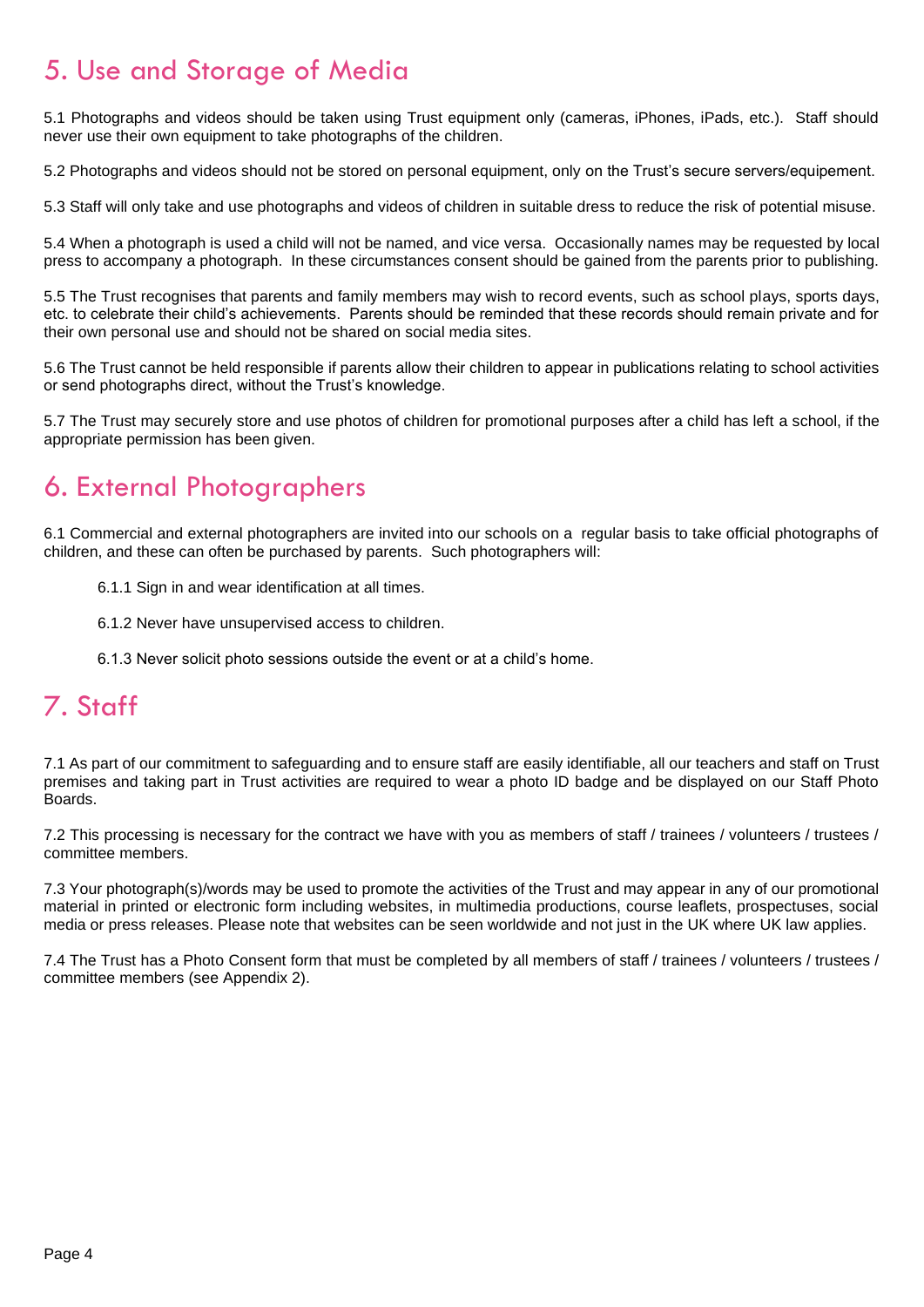## 5. Use and Storage of Media

5.1 Photographs and videos should be taken using Trust equipment only (cameras, iPhones, iPads, etc.). Staff should never use their own equipment to take photographs of the children.

5.2 Photographs and videos should not be stored on personal equipment, only on the Trust's secure servers/equipement.

5.3 Staff will only take and use photographs and videos of children in suitable dress to reduce the risk of potential misuse.

5.4 When a photograph is used a child will not be named, and vice versa. Occasionally names may be requested by local press to accompany a photograph. In these circumstances consent should be gained from the parents prior to publishing.

5.5 The Trust recognises that parents and family members may wish to record events, such as school plays, sports days, etc. to celebrate their child's achievements. Parents should be reminded that these records should remain private and for their own personal use and should not be shared on social media sites.

5.6 The Trust cannot be held responsible if parents allow their children to appear in publications relating to school activities or send photographs direct, without the Trust's knowledge.

5.7 The Trust may securely store and use photos of children for promotional purposes after a child has left a school, if the appropriate permission has been given.

## 6. External Photographers

6.1 Commercial and external photographers are invited into our schools on a regular basis to take official photographs of children, and these can often be purchased by parents. Such photographers will:

- 6.1.1 Sign in and wear identification at all times.
- 6.1.2 Never have unsupervised access to children.
- 6.1.3 Never solicit photo sessions outside the event or at a child's home.

## 7. Staff

7.1 As part of our commitment to safeguarding and to ensure staff are easily identifiable, all our teachers and staff on Trust premises and taking part in Trust activities are required to wear a photo ID badge and be displayed on our Staff Photo Boards.

7.2 This processing is necessary for the contract we have with you as members of staff / trainees / volunteers / trustees / committee members.

7.3 Your photograph(s)/words may be used to promote the activities of the Trust and may appear in any of our promotional material in printed or electronic form including websites, in multimedia productions, course leaflets, prospectuses, social media or press releases. Please note that websites can be seen worldwide and not just in the UK where UK law applies.

7.4 The Trust has a Photo Consent form that must be completed by all members of staff / trainees / volunteers / trustees / committee members (see Appendix 2).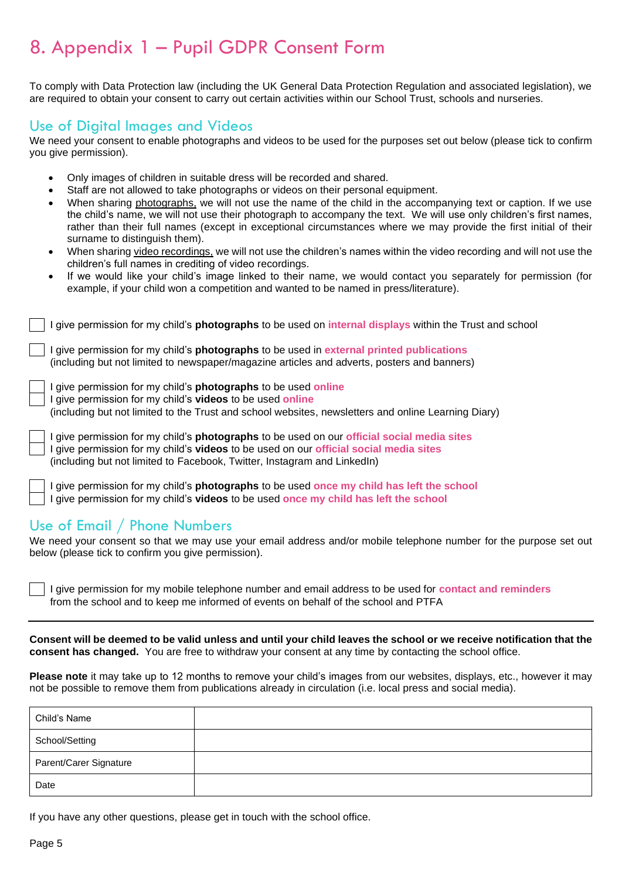# 8. Appendix 1 – Pupil GDPR Consent Form

To comply with Data Protection law (including the UK General Data Protection Regulation and associated legislation), we are required to obtain your consent to carry out certain activities within our School Trust, schools and nurseries.

## Use of Digital Images and Videos

We need your consent to enable photographs and videos to be used for the purposes set out below (please tick to confirm you give permission).

- Only images of children in suitable dress will be recorded and shared.
- Staff are not allowed to take photographs or videos on their personal equipment.
- When sharing photographs, we will not use the name of the child in the accompanying text or caption. If we use the child's name, we will not use their photograph to accompany the text. We will use only children's first names, rather than their full names (except in exceptional circumstances where we may provide the first initial of their surname to distinguish them).
- When sharing video recordings, we will not use the children's names within the video recording and will not use the children's full names in crediting of video recordings.
- If we would like your child's image linked to their name, we would contact you separately for permission (for example, if your child won a competition and wanted to be named in press/literature).

☐ I give permission for my child's **photographs** to be used on **internal displays** within the Trust and school

☐ I give permission for my child's **photographs** to be used in **external printed publications** (including but not limited to newspaper/magazine articles and adverts, posters and banners)

☐ I give permission for my child's **photographs** to be used **online**
☐ I give permission for my child's **videos** to be used **online**
(including but not limited to the Trust and school websites, newsletters and online Learning Diary)

☐ I give permission for my child's **photographs** to be used on our **official social media sites**
☐ I give permission for my child's **videos** to be used on our **official social media sites**
(including but not limited to Facebook, Twitter, Instagram and LinkedIn)

☐ I give permission for my child's **photographs** to be used **once my child has left the school**
☐ I give permission for my child's **videos** to be used **once my child has left the school**

## Use of Email / Phone Numbers

We need your consent so that we may use your email address and/or mobile telephone number for the purpose set out below (please tick to confirm you give permission).

☐ I give permission for my mobile telephone number and email address to be used for **contact and reminders** from the school and to keep me informed of events on behalf of the school and PTFA

---

**Consent will be deemed to be valid unless and until your child leaves the school or we receive notification that the consent has changed.** You are free to withdraw your consent at any time by contacting the school office.

**Please note** it may take up to 12 months to remove your child's images from our websites, displays, etc., however it may not be possible to remove them from publications already in circulation (i.e. local press and social media).

| Child's Name | |
|---|---|
| School/Setting | |
| Parent/Carer Signature | |
| Date | |

If you have any other questions, please get in touch with the school office.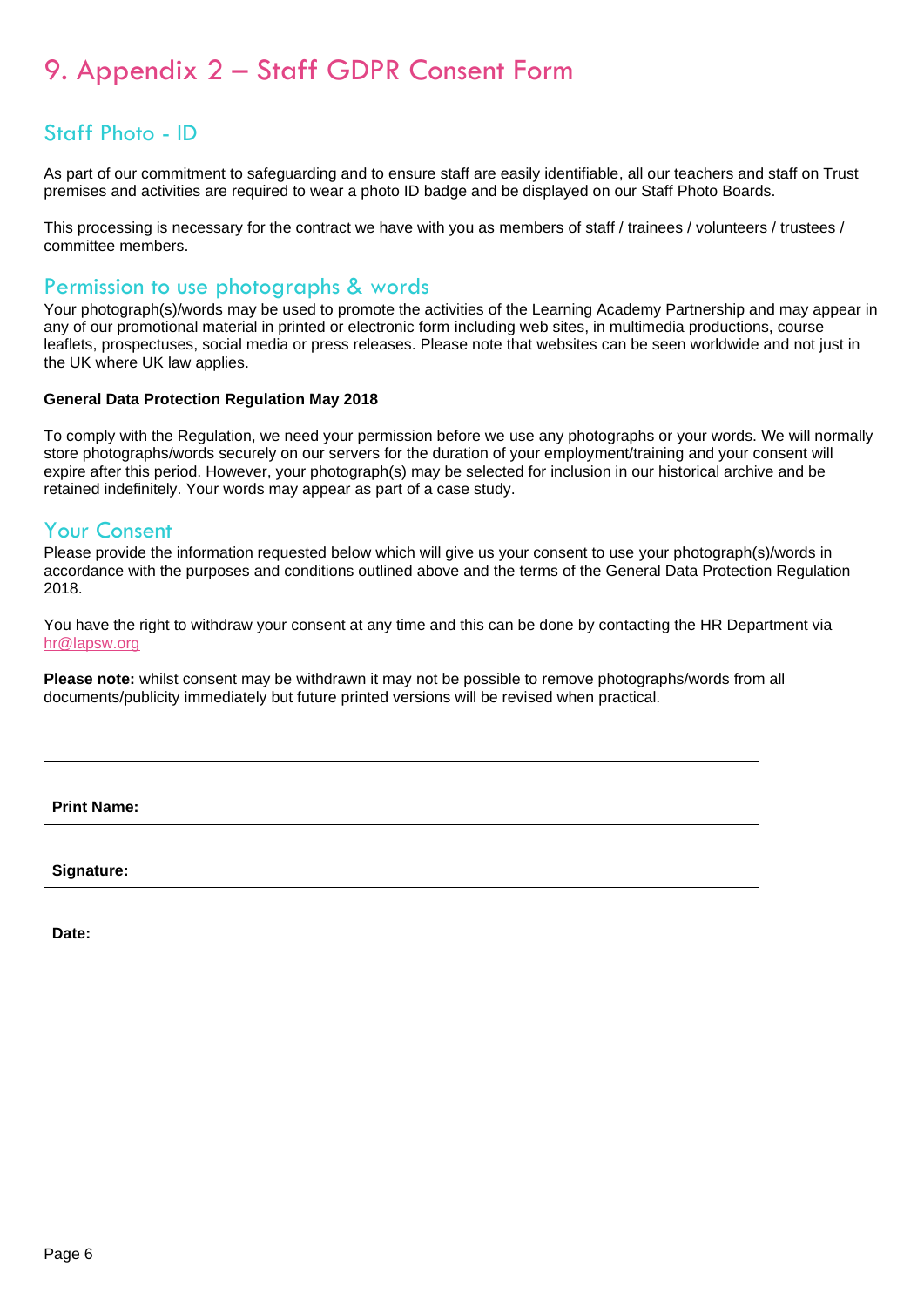# 9. Appendix 2 – Staff GDPR Consent Form

## Staff Photo - ID

As part of our commitment to safeguarding and to ensure staff are easily identifiable, all our teachers and staff on Trust premises and activities are required to wear a photo ID badge and be displayed on our Staff Photo Boards.

This processing is necessary for the contract we have with you as members of staff / trainees / volunteers / trustees / committee members.

## Permission to use photographs & words

Your photograph(s)/words may be used to promote the activities of the Learning Academy Partnership and may appear in any of our promotional material in printed or electronic form including web sites, in multimedia productions, course leaflets, prospectuses, social media or press releases. Please note that websites can be seen worldwide and not just in the UK where UK law applies.

**General Data Protection Regulation May 2018**

To comply with the Regulation, we need your permission before we use any photographs or your words. We will normally store photographs/words securely on our servers for the duration of your employment/training and your consent will expire after this period. However, your photograph(s) may be selected for inclusion in our historical archive and be retained indefinitely. Your words may appear as part of a case study.

## Your Consent

Please provide the information requested below which will give us your consent to use your photograph(s)/words in accordance with the purposes and conditions outlined above and the terms of the General Data Protection Regulation 2018.

You have the right to withdraw your consent at any time and this can be done by contacting the HR Department via hr@lapsw.org

**Please note:** whilst consent may be withdrawn it may not be possible to remove photographs/words from all documents/publicity immediately but future printed versions will be revised when practical.

| | |
|---|---|
| **Print Name:** | |
| **Signature:** | |
| **Date:** | |